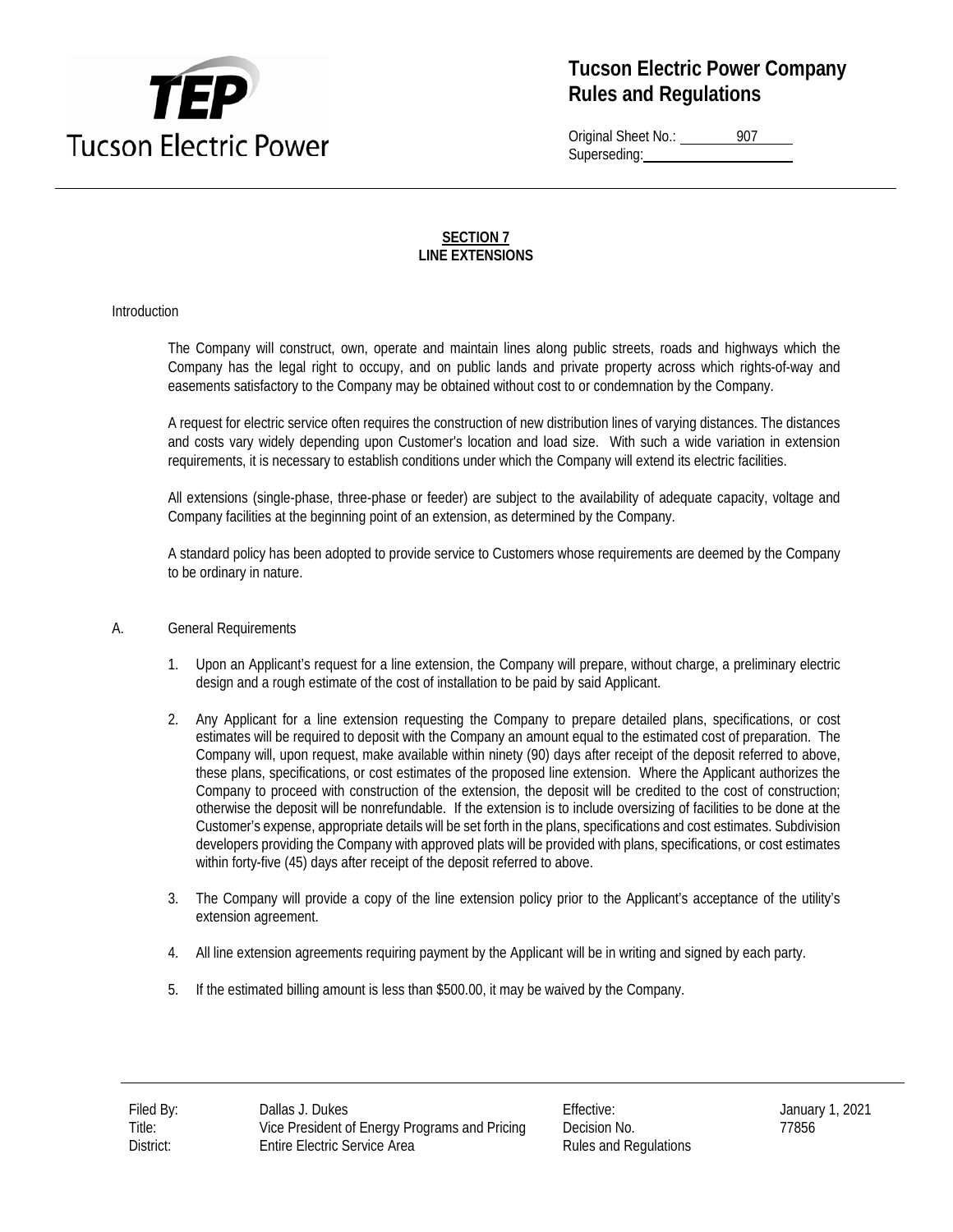# SECTION 7
## LINE EXTENSIONS

Introduction

The Company will construct, own, operate and maintain lines along public streets, roads and highways which the Company has the legal right to occupy, and on public lands and private property across which rights-of-way and easements satisfactory to the Company may be obtained without cost to or condemnation by the Company.

A request for electric service often requires the construction of new distribution lines of varying distances. The distances and costs vary widely depending upon Customer's location and load size. With such a wide variation in extension requirements, it is necessary to establish conditions under which the Company will extend its electric facilities.

All extensions (single-phase, three-phase or feeder) are subject to the availability of adequate capacity, voltage and Company facilities at the beginning point of an extension, as determined by the Company.

A standard policy has been adopted to provide service to Customers whose requirements are deemed by the Company to be ordinary in nature.

A. General Requirements

1. Upon an Applicant's request for a line extension, the Company will prepare, without charge, a preliminary electric design and a rough estimate of the cost of installation to be paid by said Applicant.

2. Any Applicant for a line extension requesting the Company to prepare detailed plans, specifications, or cost estimates will be required to deposit with the Company an amount equal to the estimated cost of preparation. The Company will, upon request, make available within ninety (90) days after receipt of the deposit referred to above, these plans, specifications, or cost estimates of the proposed line extension. Where the Applicant authorizes the Company to proceed with construction of the extension, the deposit will be credited to the cost of construction; otherwise the deposit will be nonrefundable. If the extension is to include oversizing of facilities to be done at the Customer's expense, appropriate details will be set forth in the plans, specifications and cost estimates. Subdivision developers providing the Company with approved plats will be provided with plans, specifications, or cost estimates within forty-five (45) days after receipt of the deposit referred to above.

3. The Company will provide a copy of the line extension policy prior to the Applicant's acceptance of the utility's extension agreement.

4. All line extension agreements requiring payment by the Applicant will be in writing and signed by each party.

5. If the estimated billing amount is less than $500.00, it may be waived by the Company.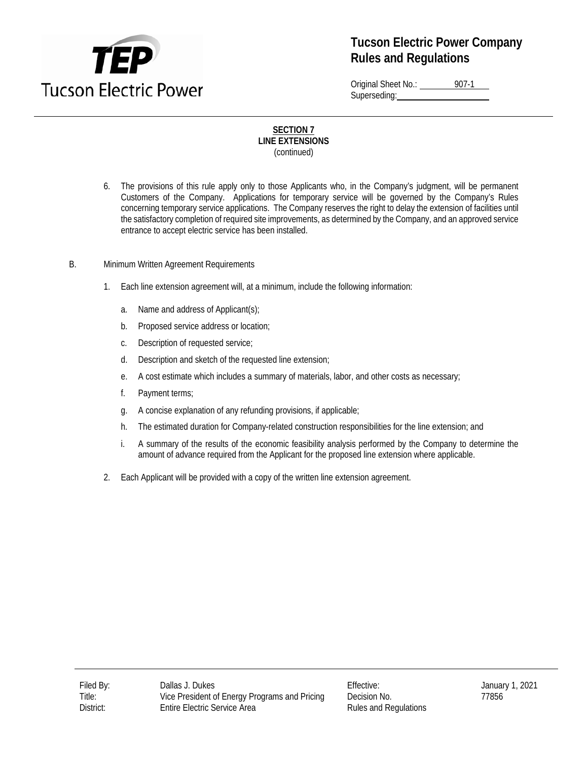## SECTION 7
## LINE EXTENSIONS
(continued)

6. The provisions of this rule apply only to those Applicants who, in the Company's judgment, will be permanent Customers of the Company. Applications for temporary service will be governed by the Company's Rules concerning temporary service applications. The Company reserves the right to delay the extension of facilities until the satisfactory completion of required site improvements, as determined by the Company, and an approved service entrance to accept electric service has been installed.

B. Minimum Written Agreement Requirements

1. Each line extension agreement will, at a minimum, include the following information:

   a. Name and address of Applicant(s);

   b. Proposed service address or location;

   c. Description of requested service;

   d. Description and sketch of the requested line extension;

   e. A cost estimate which includes a summary of materials, labor, and other costs as necessary;

   f. Payment terms;

   g. A concise explanation of any refunding provisions, if applicable;

   h. The estimated duration for Company-related construction responsibilities for the line extension; and

   i. A summary of the results of the economic feasibility analysis performed by the Company to determine the amount of advance required from the Applicant for the proposed line extension where applicable.

2. Each Applicant will be provided with a copy of the written line extension agreement.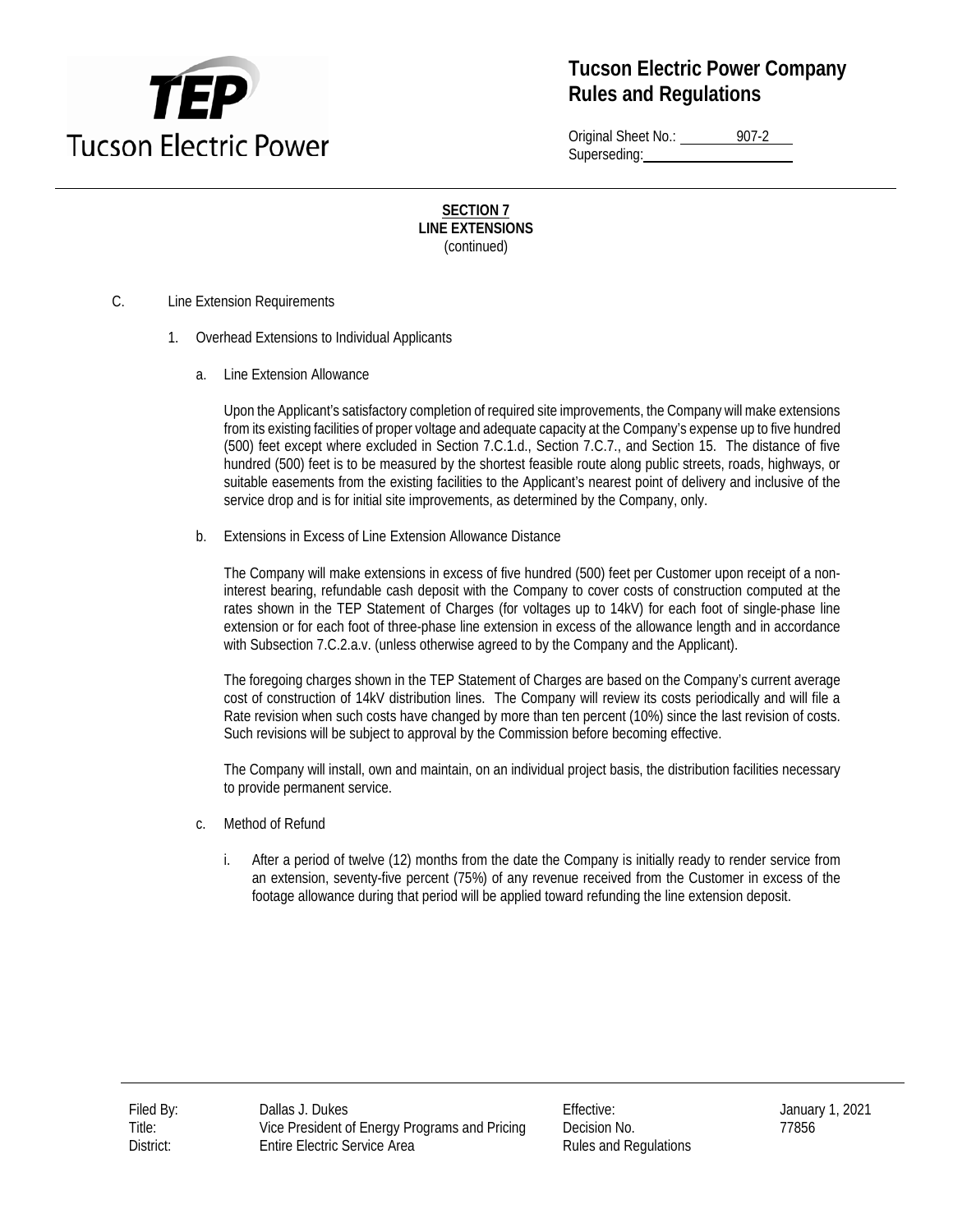**SECTION 7**
**LINE EXTENSIONS**
(continued)

C. Line Extension Requirements

1. Overhead Extensions to Individual Applicants

a. Line Extension Allowance

Upon the Applicant's satisfactory completion of required site improvements, the Company will make extensions from its existing facilities of proper voltage and adequate capacity at the Company's expense up to five hundred (500) feet except where excluded in Section 7.C.1.d., Section 7.C.7., and Section 15. The distance of five hundred (500) feet is to be measured by the shortest feasible route along public streets, roads, highways, or suitable easements from the existing facilities to the Applicant's nearest point of delivery and inclusive of the service drop and is for initial site improvements, as determined by the Company, only.

b. Extensions in Excess of Line Extension Allowance Distance

The Company will make extensions in excess of five hundred (500) feet per Customer upon receipt of a non-interest bearing, refundable cash deposit with the Company to cover costs of construction computed at the rates shown in the TEP Statement of Charges (for voltages up to 14kV) for each foot of single-phase line extension or for each foot of three-phase line extension in excess of the allowance length and in accordance with Subsection 7.C.2.a.v. (unless otherwise agreed to by the Company and the Applicant).

The foregoing charges shown in the TEP Statement of Charges are based on the Company's current average cost of construction of 14kV distribution lines. The Company will review its costs periodically and will file a Rate revision when such costs have changed by more than ten percent (10%) since the last revision of costs. Such revisions will be subject to approval by the Commission before becoming effective.

The Company will install, own and maintain, on an individual project basis, the distribution facilities necessary to provide permanent service.

c. Method of Refund

i. After a period of twelve (12) months from the date the Company is initially ready to render service from an extension, seventy-five percent (75%) of any revenue received from the Customer in excess of the footage allowance during that period will be applied toward refunding the line extension deposit.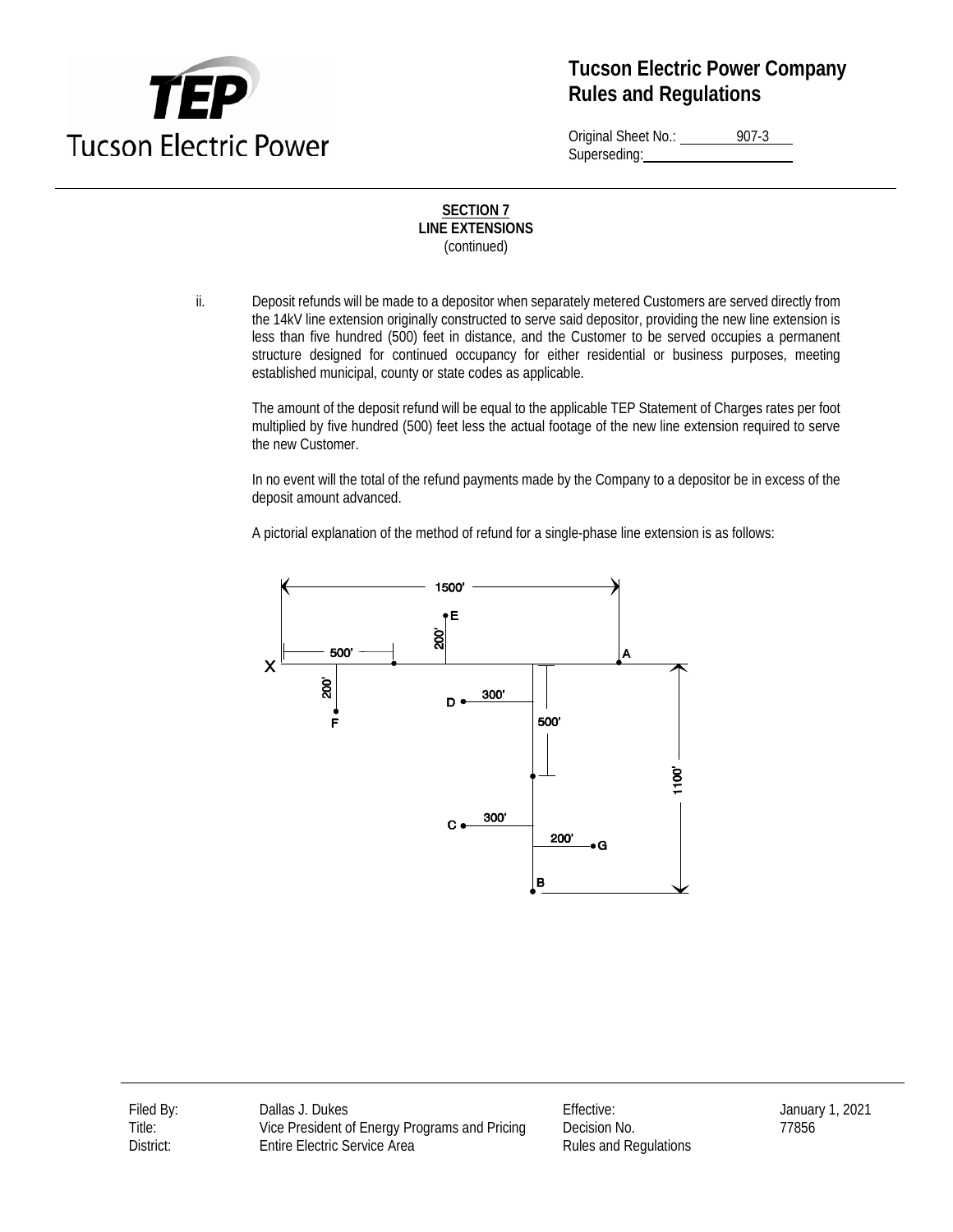**SECTION 7**
**LINE EXTENSIONS**
(continued)

ii. Deposit refunds will be made to a depositor when separately metered Customers are served directly from the 14kV line extension originally constructed to serve said depositor, providing the new line extension is less than five hundred (500) feet in distance, and the Customer to be served occupies a permanent structure designed for continued occupancy for either residential or business purposes, meeting established municipal, county or state codes as applicable.

The amount of the deposit refund will be equal to the applicable TEP Statement of Charges rates per foot multiplied by five hundred (500) feet less the actual footage of the new line extension required to serve the new Customer.

In no event will the total of the refund payments made by the Company to a depositor be in excess of the deposit amount advanced.

A pictorial explanation of the method of refund for a single-phase line extension is as follows: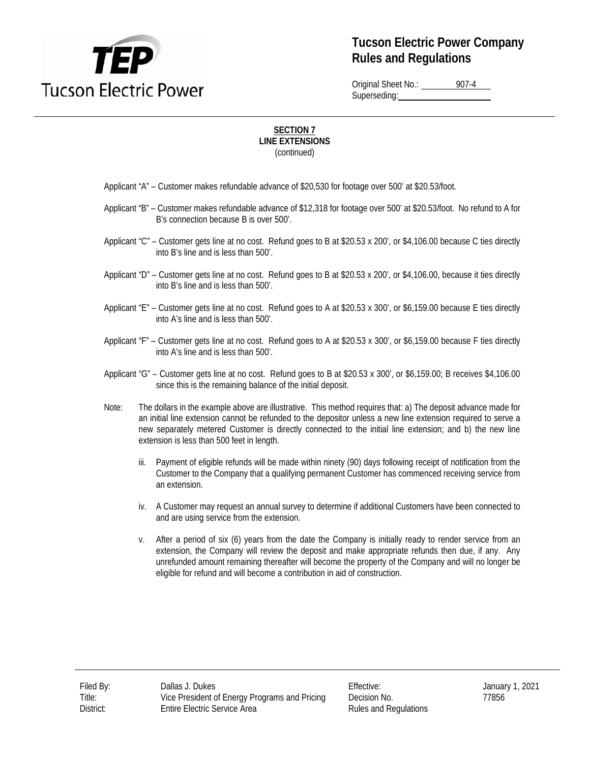**SECTION 7**
**LINE EXTENSIONS**
(continued)

Applicant "A" – Customer makes refundable advance of $20,530 for footage over 500' at $20.53/foot.

Applicant "B" – Customer makes refundable advance of $12,318 for footage over 500' at $20.53/foot. No refund to A for B's connection because B is over 500'.

Applicant "C" – Customer gets line at no cost. Refund goes to B at $20.53 x 200', or $4,106.00 because C ties directly into B's line and is less than 500'.

Applicant "D" – Customer gets line at no cost. Refund goes to B at $20.53 x 200', or $4,106.00, because it ties directly into B's line and is less than 500'.

Applicant "E" – Customer gets line at no cost. Refund goes to A at $20.53 x 300', or $6,159.00 because E ties directly into A's line and is less than 500'.

Applicant "F" – Customer gets line at no cost. Refund goes to A at $20.53 x 300', or $6,159.00 because F ties directly into A's line and is less than 500'.

Applicant "G" – Customer gets line at no cost. Refund goes to B at $20.53 x 300', or $6,159.00; B receives $4,106.00 since this is the remaining balance of the initial deposit.

Note: The dollars in the example above are illustrative. This method requires that: a) The deposit advance made for an initial line extension cannot be refunded to the depositor unless a new line extension required to serve a new separately metered Customer is directly connected to the initial line extension; and b) the new line extension is less than 500 feet in length.

iii. Payment of eligible refunds will be made within ninety (90) days following receipt of notification from the Customer to the Company that a qualifying permanent Customer has commenced receiving service from an extension.

iv. A Customer may request an annual survey to determine if additional Customers have been connected to and are using service from the extension.

v. After a period of six (6) years from the date the Company is initially ready to render service from an extension, the Company will review the deposit and make appropriate refunds then due, if any. Any unrefunded amount remaining thereafter will become the property of the Company and will no longer be eligible for refund and will become a contribution in aid of construction.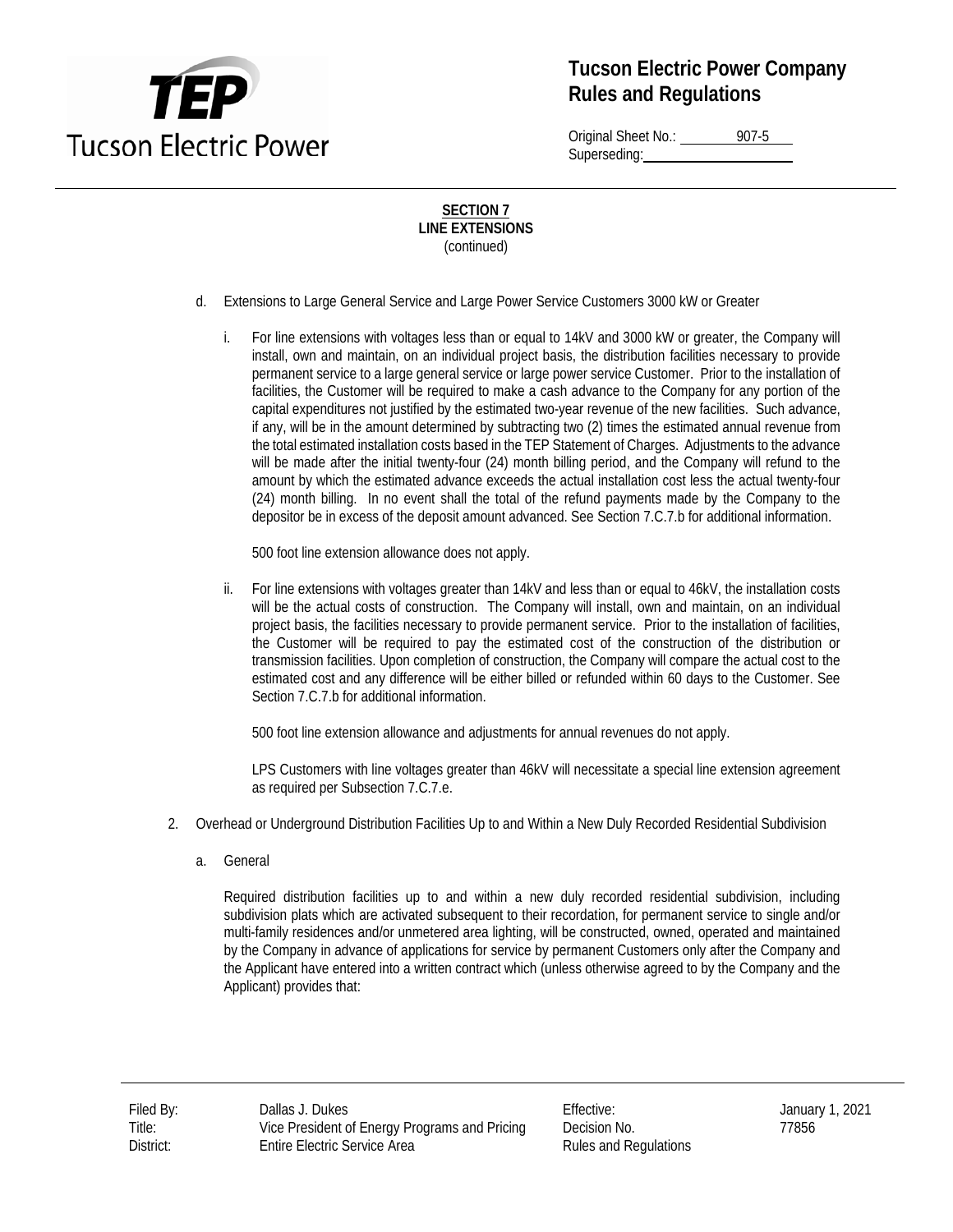**SECTION 7**
**LINE EXTENSIONS**
(continued)

d. Extensions to Large General Service and Large Power Service Customers 3000 kW or Greater

   i. For line extensions with voltages less than or equal to 14kV and 3000 kW or greater, the Company will install, own and maintain, on an individual project basis, the distribution facilities necessary to provide permanent service to a large general service or large power service Customer. Prior to the installation of facilities, the Customer will be required to make a cash advance to the Company for any portion of the capital expenditures not justified by the estimated two-year revenue of the new facilities. Such advance, if any, will be in the amount determined by subtracting two (2) times the estimated annual revenue from the total estimated installation costs based in the TEP Statement of Charges. Adjustments to the advance will be made after the initial twenty-four (24) month billing period, and the Company will refund to the amount by which the estimated advance exceeds the actual installation cost less the actual twenty-four (24) month billing. In no event shall the total of the refund payments made by the Company to the depositor be in excess of the deposit amount advanced. See Section 7.C.7.b for additional information.

      500 foot line extension allowance does not apply.

   ii. For line extensions with voltages greater than 14kV and less than or equal to 46kV, the installation costs will be the actual costs of construction. The Company will install, own and maintain, on an individual project basis, the facilities necessary to provide permanent service. Prior to the installation of facilities, the Customer will be required to pay the estimated cost of the construction of the distribution or transmission facilities. Upon completion of construction, the Company will compare the actual cost to the estimated cost and any difference will be either billed or refunded within 60 days to the Customer. See Section 7.C.7.b for additional information.

      500 foot line extension allowance and adjustments for annual revenues do not apply.

      LPS Customers with line voltages greater than 46kV will necessitate a special line extension agreement as required per Subsection 7.C.7.e.

2. Overhead or Underground Distribution Facilities Up to and Within a New Duly Recorded Residential Subdivision

   a. General

      Required distribution facilities up to and within a new duly recorded residential subdivision, including subdivision plats which are activated subsequent to their recordation, for permanent service to single and/or multi-family residences and/or unmetered area lighting, will be constructed, owned, operated and maintained by the Company in advance of applications for service by permanent Customers only after the Company and the Applicant have entered into a written contract which (unless otherwise agreed to by the Company and the Applicant) provides that: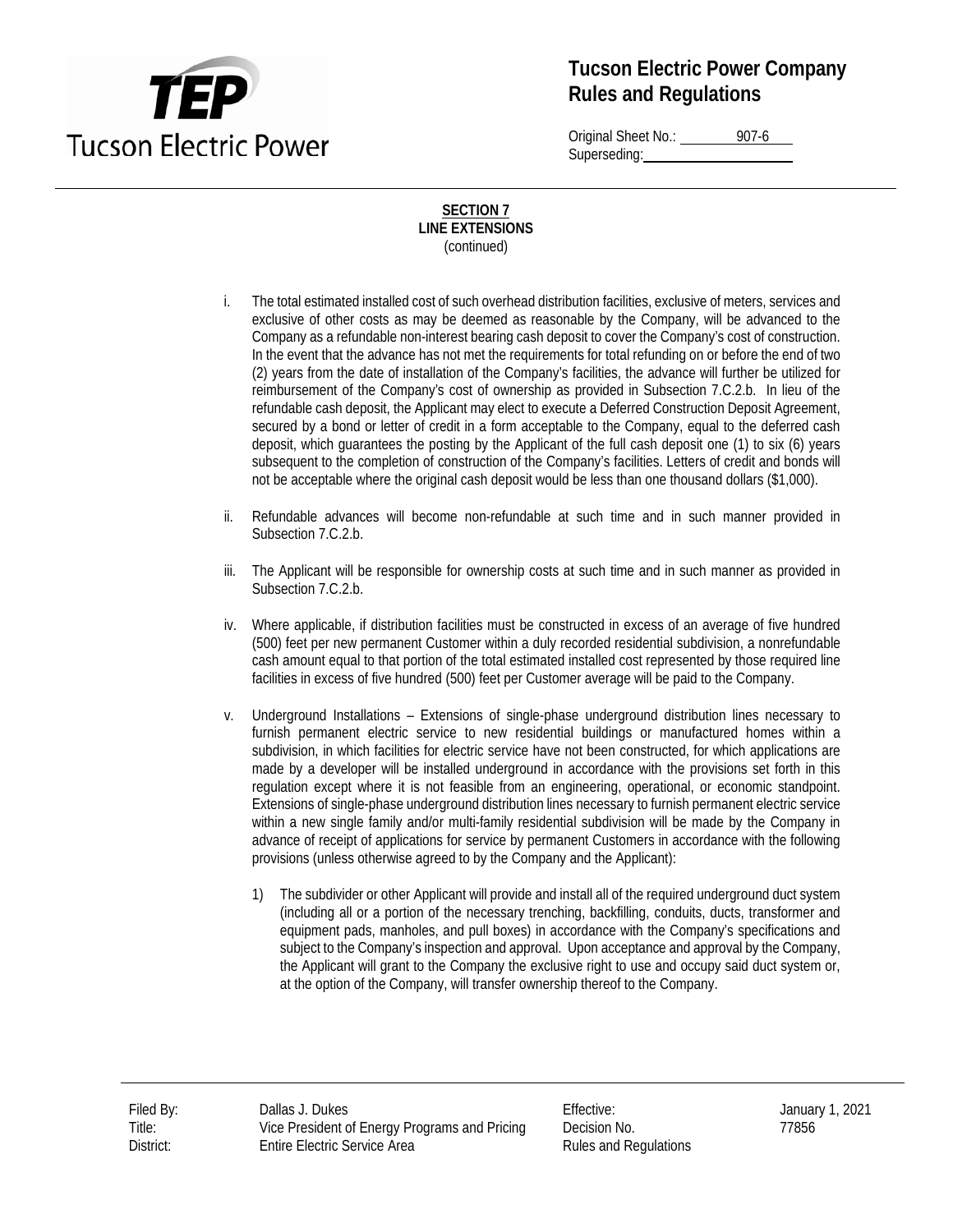**SECTION 7**
**LINE EXTENSIONS**
(continued)

i. The total estimated installed cost of such overhead distribution facilities, exclusive of meters, services and exclusive of other costs as may be deemed as reasonable by the Company, will be advanced to the Company as a refundable non-interest bearing cash deposit to cover the Company's cost of construction. In the event that the advance has not met the requirements for total refunding on or before the end of two (2) years from the date of installation of the Company's facilities, the advance will further be utilized for reimbursement of the Company's cost of ownership as provided in Subsection 7.C.2.b. In lieu of the refundable cash deposit, the Applicant may elect to execute a Deferred Construction Deposit Agreement, secured by a bond or letter of credit in a form acceptable to the Company, equal to the deferred cash deposit, which guarantees the posting by the Applicant of the full cash deposit one (1) to six (6) years subsequent to the completion of construction of the Company's facilities. Letters of credit and bonds will not be acceptable where the original cash deposit would be less than one thousand dollars ($1,000).

ii. Refundable advances will become non-refundable at such time and in such manner provided in Subsection 7.C.2.b.

iii. The Applicant will be responsible for ownership costs at such time and in such manner as provided in Subsection 7.C.2.b.

iv. Where applicable, if distribution facilities must be constructed in excess of an average of five hundred (500) feet per new permanent Customer within a duly recorded residential subdivision, a nonrefundable cash amount equal to that portion of the total estimated installed cost represented by those required line facilities in excess of five hundred (500) feet per Customer average will be paid to the Company.

v. Underground Installations – Extensions of single-phase underground distribution lines necessary to furnish permanent electric service to new residential buildings or manufactured homes within a subdivision, in which facilities for electric service have not been constructed, for which applications are made by a developer will be installed underground in accordance with the provisions set forth in this regulation except where it is not feasible from an engineering, operational, or economic standpoint. Extensions of single-phase underground distribution lines necessary to furnish permanent electric service within a new single family and/or multi-family residential subdivision will be made by the Company in advance of receipt of applications for service by permanent Customers in accordance with the following provisions (unless otherwise agreed to by the Company and the Applicant):

   1) The subdivider or other Applicant will provide and install all of the required underground duct system (including all or a portion of the necessary trenching, backfilling, conduits, ducts, transformer and equipment pads, manholes, and pull boxes) in accordance with the Company's specifications and subject to the Company's inspection and approval. Upon acceptance and approval by the Company, the Applicant will grant to the Company the exclusive right to use and occupy said duct system or, at the option of the Company, will transfer ownership thereof to the Company.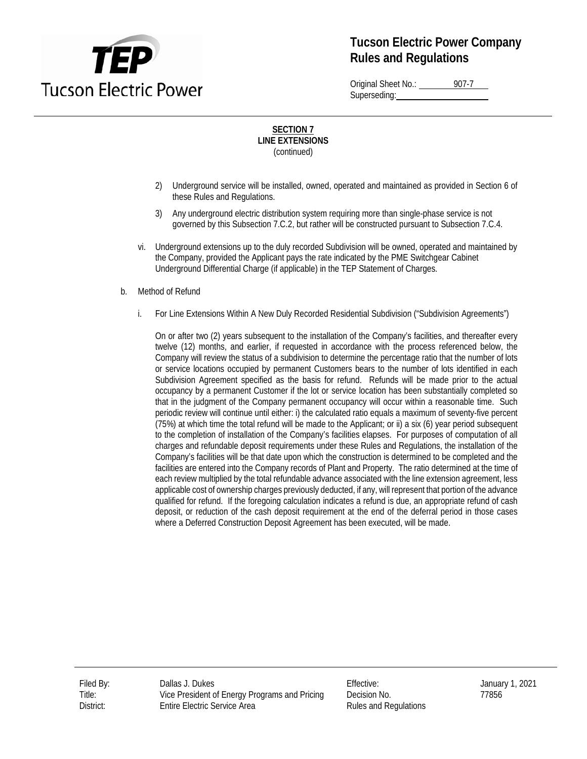**SECTION 7**
**LINE EXTENSIONS**
(continued)

2) Underground service will be installed, owned, operated and maintained as provided in Section 6 of these Rules and Regulations.

3) Any underground electric distribution system requiring more than single-phase service is not governed by this Subsection 7.C.2, but rather will be constructed pursuant to Subsection 7.C.4.

vi. Underground extensions up to the duly recorded Subdivision will be owned, operated and maintained by the Company, provided the Applicant pays the rate indicated by the PME Switchgear Cabinet Underground Differential Charge (if applicable) in the TEP Statement of Charges.

b. Method of Refund

i. For Line Extensions Within A New Duly Recorded Residential Subdivision ("Subdivision Agreements")

On or after two (2) years subsequent to the installation of the Company's facilities, and thereafter every twelve (12) months, and earlier, if requested in accordance with the process referenced below, the Company will review the status of a subdivision to determine the percentage ratio that the number of lots or service locations occupied by permanent Customers bears to the number of lots identified in each Subdivision Agreement specified as the basis for refund. Refunds will be made prior to the actual occupancy by a permanent Customer if the lot or service location has been substantially completed so that in the judgment of the Company permanent occupancy will occur within a reasonable time. Such periodic review will continue until either: i) the calculated ratio equals a maximum of seventy-five percent (75%) at which time the total refund will be made to the Applicant; or ii) a six (6) year period subsequent to the completion of installation of the Company's facilities elapses. For purposes of computation of all charges and refundable deposit requirements under these Rules and Regulations, the installation of the Company's facilities will be that date upon which the construction is determined to be completed and the facilities are entered into the Company records of Plant and Property. The ratio determined at the time of each review multiplied by the total refundable advance associated with the line extension agreement, less applicable cost of ownership charges previously deducted, if any, will represent that portion of the advance qualified for refund. If the foregoing calculation indicates a refund is due, an appropriate refund of cash deposit, or reduction of the cash deposit requirement at the end of the deferral period in those cases where a Deferred Construction Deposit Agreement has been executed, will be made.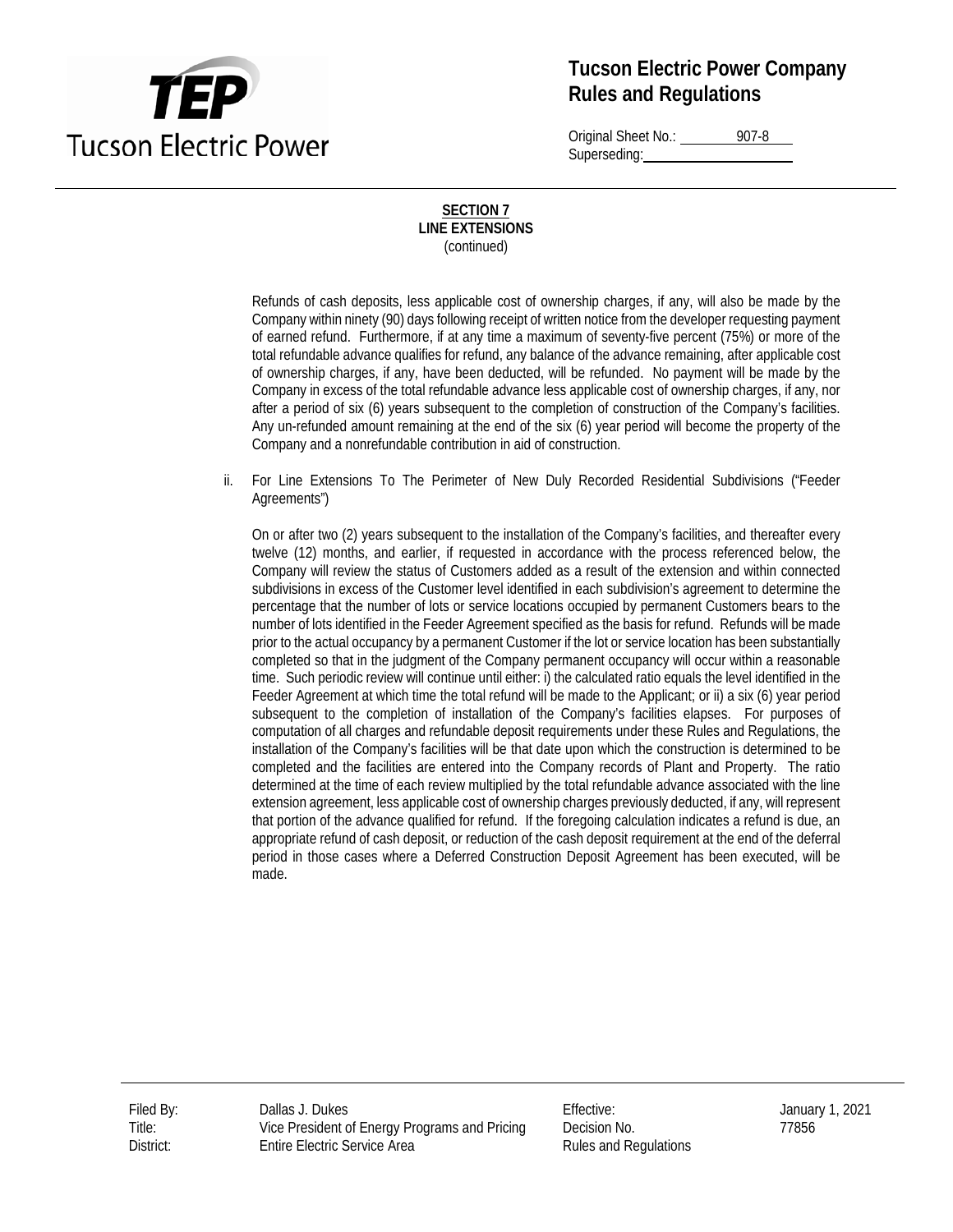**SECTION 7**
**LINE EXTENSIONS**
(continued)

Refunds of cash deposits, less applicable cost of ownership charges, if any, will also be made by the Company within ninety (90) days following receipt of written notice from the developer requesting payment of earned refund. Furthermore, if at any time a maximum of seventy-five percent (75%) or more of the total refundable advance qualifies for refund, any balance of the advance remaining, after applicable cost of ownership charges, if any, have been deducted, will be refunded. No payment will be made by the Company in excess of the total refundable advance less applicable cost of ownership charges, if any, nor after a period of six (6) years subsequent to the completion of construction of the Company's facilities. Any un-refunded amount remaining at the end of the six (6) year period will become the property of the Company and a nonrefundable contribution in aid of construction.

ii. For Line Extensions To The Perimeter of New Duly Recorded Residential Subdivisions ("Feeder Agreements")

On or after two (2) years subsequent to the installation of the Company's facilities, and thereafter every twelve (12) months, and earlier, if requested in accordance with the process referenced below, the Company will review the status of Customers added as a result of the extension and within connected subdivisions in excess of the Customer level identified in each subdivision's agreement to determine the percentage that the number of lots or service locations occupied by permanent Customers bears to the number of lots identified in the Feeder Agreement specified as the basis for refund. Refunds will be made prior to the actual occupancy by a permanent Customer if the lot or service location has been substantially completed so that in the judgment of the Company permanent occupancy will occur within a reasonable time. Such periodic review will continue until either: i) the calculated ratio equals the level identified in the Feeder Agreement at which time the total refund will be made to the Applicant; or ii) a six (6) year period subsequent to the completion of installation of the Company's facilities elapses. For purposes of computation of all charges and refundable deposit requirements under these Rules and Regulations, the installation of the Company's facilities will be that date upon which the construction is determined to be completed and the facilities are entered into the Company records of Plant and Property. The ratio determined at the time of each review multiplied by the total refundable advance associated with the line extension agreement, less applicable cost of ownership charges previously deducted, if any, will represent that portion of the advance qualified for refund. If the foregoing calculation indicates a refund is due, an appropriate refund of cash deposit, or reduction of the cash deposit requirement at the end of the deferral period in those cases where a Deferred Construction Deposit Agreement has been executed, will be made.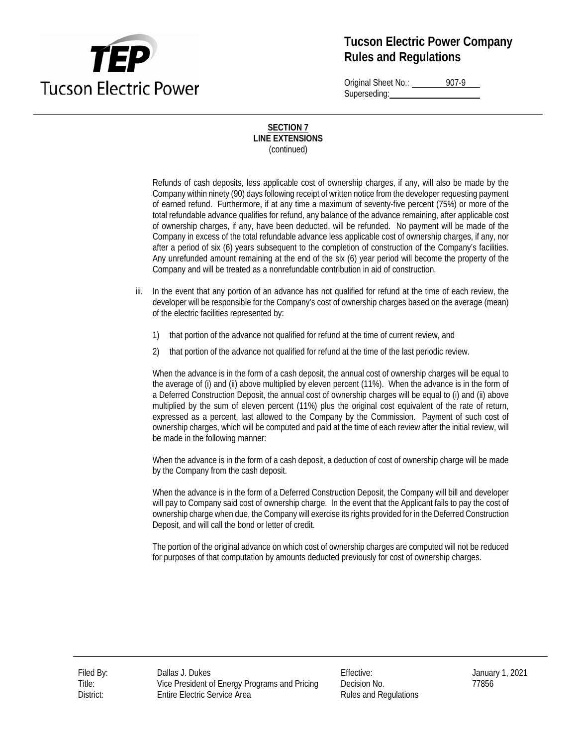**SECTION 7**
**LINE EXTENSIONS**
(continued)

Refunds of cash deposits, less applicable cost of ownership charges, if any, will also be made by the Company within ninety (90) days following receipt of written notice from the developer requesting payment of earned refund. Furthermore, if at any time a maximum of seventy-five percent (75%) or more of the total refundable advance qualifies for refund, any balance of the advance remaining, after applicable cost of ownership charges, if any, have been deducted, will be refunded. No payment will be made of the Company in excess of the total refundable advance less applicable cost of ownership charges, if any, nor after a period of six (6) years subsequent to the completion of construction of the Company's facilities. Any unrefunded amount remaining at the end of the six (6) year period will become the property of the Company and will be treated as a nonrefundable contribution in aid of construction.

iii. In the event that any portion of an advance has not qualified for refund at the time of each review, the developer will be responsible for the Company's cost of ownership charges based on the average (mean) of the electric facilities represented by:

   1) that portion of the advance not qualified for refund at the time of current review, and

   2) that portion of the advance not qualified for refund at the time of the last periodic review.

   When the advance is in the form of a cash deposit, the annual cost of ownership charges will be equal to the average of (i) and (ii) above multiplied by eleven percent (11%). When the advance is in the form of a Deferred Construction Deposit, the annual cost of ownership charges will be equal to (i) and (ii) above multiplied by the sum of eleven percent (11%) plus the original cost equivalent of the rate of return, expressed as a percent, last allowed to the Company by the Commission. Payment of such cost of ownership charges, which will be computed and paid at the time of each review after the initial review, will be made in the following manner:

   When the advance is in the form of a cash deposit, a deduction of cost of ownership charge will be made by the Company from the cash deposit.

   When the advance is in the form of a Deferred Construction Deposit, the Company will bill and developer will pay to Company said cost of ownership charge. In the event that the Applicant fails to pay the cost of ownership charge when due, the Company will exercise its rights provided for in the Deferred Construction Deposit, and will call the bond or letter of credit.

   The portion of the original advance on which cost of ownership charges are computed will not be reduced for purposes of that computation by amounts deducted previously for cost of ownership charges.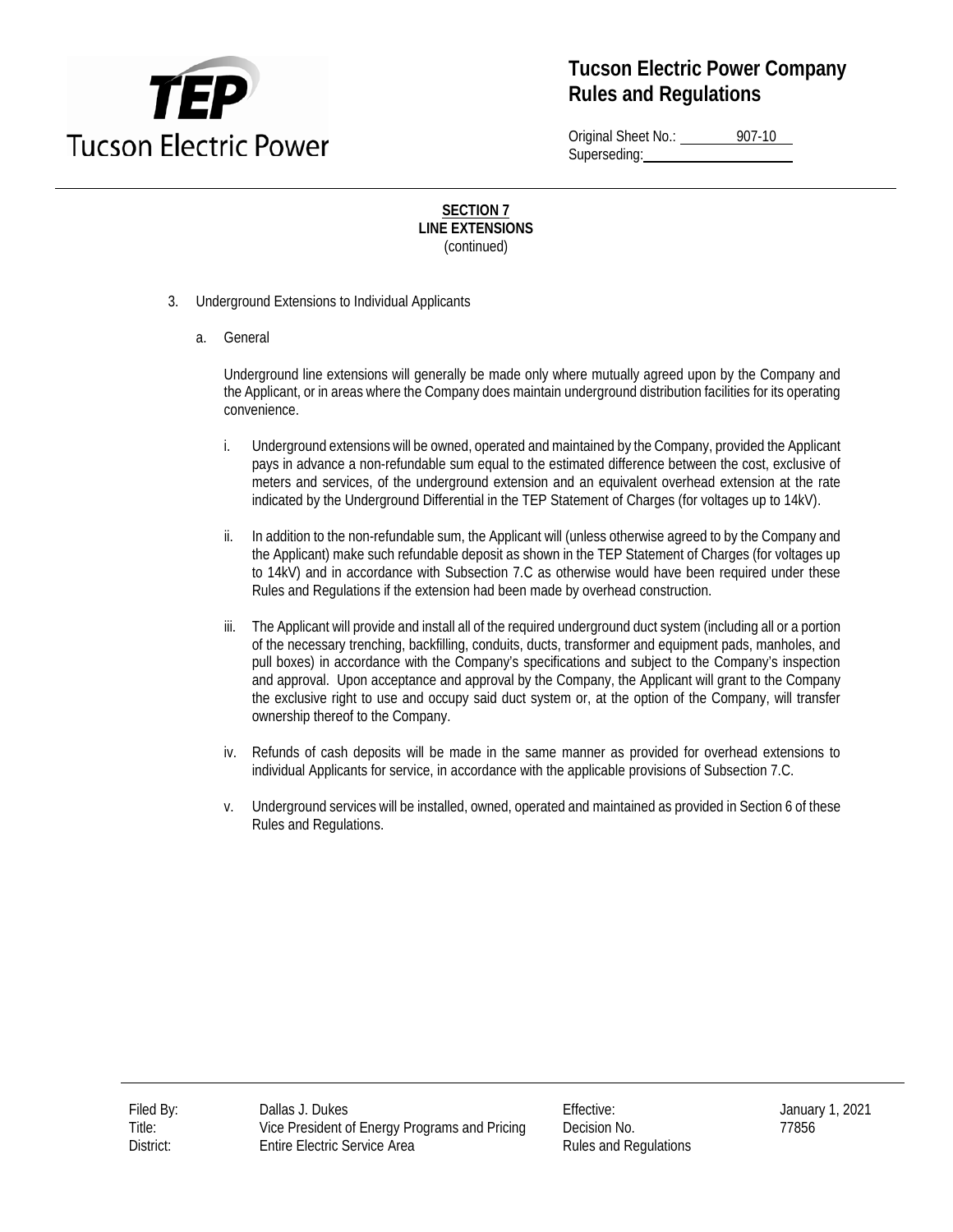## SECTION 7
## LINE EXTENSIONS
(continued)

3. Underground Extensions to Individual Applicants

   a. General

      Underground line extensions will generally be made only where mutually agreed upon by the Company and the Applicant, or in areas where the Company does maintain underground distribution facilities for its operating convenience.

      i. Underground extensions will be owned, operated and maintained by the Company, provided the Applicant pays in advance a non-refundable sum equal to the estimated difference between the cost, exclusive of meters and services, of the underground extension and an equivalent overhead extension at the rate indicated by the Underground Differential in the TEP Statement of Charges (for voltages up to 14kV).

      ii. In addition to the non-refundable sum, the Applicant will (unless otherwise agreed to by the Company and the Applicant) make such refundable deposit as shown in the TEP Statement of Charges (for voltages up to 14kV) and in accordance with Subsection 7.C as otherwise would have been required under these Rules and Regulations if the extension had been made by overhead construction.

      iii. The Applicant will provide and install all of the required underground duct system (including all or a portion of the necessary trenching, backfilling, conduits, ducts, transformer and equipment pads, manholes, and pull boxes) in accordance with the Company's specifications and subject to the Company's inspection and approval. Upon acceptance and approval by the Company, the Applicant will grant to the Company the exclusive right to use and occupy said duct system or, at the option of the Company, will transfer ownership thereof to the Company.

      iv. Refunds of cash deposits will be made in the same manner as provided for overhead extensions to individual Applicants for service, in accordance with the applicable provisions of Subsection 7.C.

      v. Underground services will be installed, owned, operated and maintained as provided in Section 6 of these Rules and Regulations.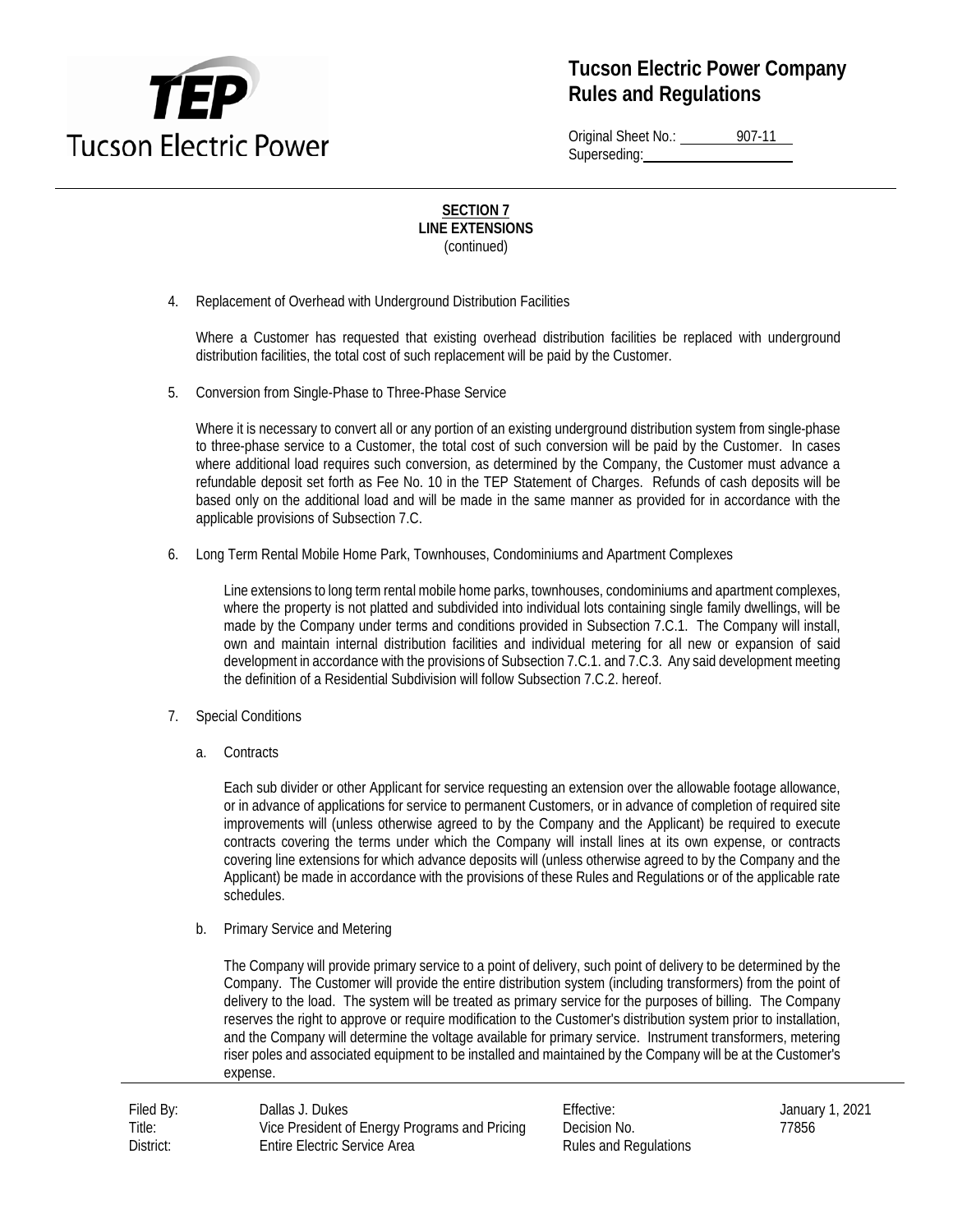# Tucson Electric Power Company Rules and Regulations

Original Sheet No.: 907-11
Superseding:

**SECTION 7**
**LINE EXTENSIONS**
(continued)

4. Replacement of Overhead with Underground Distribution Facilities

   Where a Customer has requested that existing overhead distribution facilities be replaced with underground distribution facilities, the total cost of such replacement will be paid by the Customer.

5. Conversion from Single-Phase to Three-Phase Service

   Where it is necessary to convert all or any portion of an existing underground distribution system from single-phase to three-phase service to a Customer, the total cost of such conversion will be paid by the Customer. In cases where additional load requires such conversion, as determined by the Company, the Customer must advance a refundable deposit set forth as Fee No. 10 in the TEP Statement of Charges. Refunds of cash deposits will be based only on the additional load and will be made in the same manner as provided for in accordance with the applicable provisions of Subsection 7.C.

6. Long Term Rental Mobile Home Park, Townhouses, Condominiums and Apartment Complexes

   Line extensions to long term rental mobile home parks, townhouses, condominiums and apartment complexes, where the property is not platted and subdivided into individual lots containing single family dwellings, will be made by the Company under terms and conditions provided in Subsection 7.C.1. The Company will install, own and maintain internal distribution facilities and individual metering for all new or expansion of said development in accordance with the provisions of Subsection 7.C.1. and 7.C.3. Any said development meeting the definition of a Residential Subdivision will follow Subsection 7.C.2. hereof.

7. Special Conditions

   a. Contracts

      Each sub divider or other Applicant for service requesting an extension over the allowable footage allowance, or in advance of applications for service to permanent Customers, or in advance of completion of required site improvements will (unless otherwise agreed to by the Company and the Applicant) be required to execute contracts covering the terms under which the Company will install lines at its own expense, or contracts covering line extensions for which advance deposits will (unless otherwise agreed to by the Company and the Applicant) be made in accordance with the provisions of these Rules and Regulations or of the applicable rate schedules.

   b. Primary Service and Metering

      The Company will provide primary service to a point of delivery, such point of delivery to be determined by the Company. The Customer will provide the entire distribution system (including transformers) from the point of delivery to the load. The system will be treated as primary service for the purposes of billing. The Company reserves the right to approve or require modification to the Customer's distribution system prior to installation, and the Company will determine the voltage available for primary service. Instrument transformers, metering riser poles and associated equipment to be installed and maintained by the Company will be at the Customer's expense.

| | | | |
|---|---|---|---|
| Filed By: Dallas J. Dukes | | Effective: | January 1, 2021 |
| Title: Vice President of Energy Programs and Pricing | | Decision No. | 77856 |
| District: Entire Electric Service Area | | Rules and Regulations | |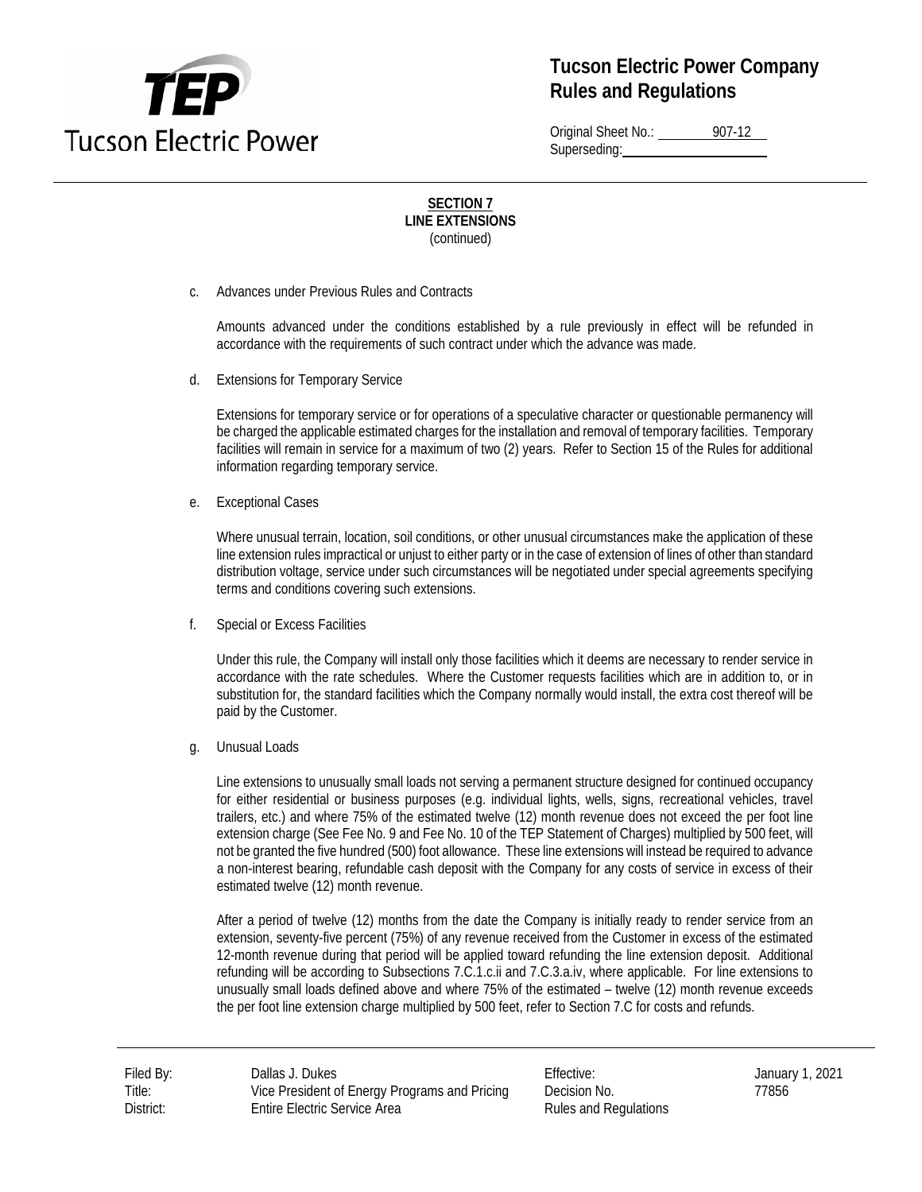**SECTION 7**
**LINE EXTENSIONS**
(continued)

c. Advances under Previous Rules and Contracts

Amounts advanced under the conditions established by a rule previously in effect will be refunded in accordance with the requirements of such contract under which the advance was made.

d. Extensions for Temporary Service

Extensions for temporary service or for operations of a speculative character or questionable permanency will be charged the applicable estimated charges for the installation and removal of temporary facilities. Temporary facilities will remain in service for a maximum of two (2) years. Refer to Section 15 of the Rules for additional information regarding temporary service.

e. Exceptional Cases

Where unusual terrain, location, soil conditions, or other unusual circumstances make the application of these line extension rules impractical or unjust to either party or in the case of extension of lines of other than standard distribution voltage, service under such circumstances will be negotiated under special agreements specifying terms and conditions covering such extensions.

f. Special or Excess Facilities

Under this rule, the Company will install only those facilities which it deems are necessary to render service in accordance with the rate schedules. Where the Customer requests facilities which are in addition to, or in substitution for, the standard facilities which the Company normally would install, the extra cost thereof will be paid by the Customer.

g. Unusual Loads

Line extensions to unusually small loads not serving a permanent structure designed for continued occupancy for either residential or business purposes (e.g. individual lights, wells, signs, recreational vehicles, travel trailers, etc.) and where 75% of the estimated twelve (12) month revenue does not exceed the per foot line extension charge (See Fee No. 9 and Fee No. 10 of the TEP Statement of Charges) multiplied by 500 feet, will not be granted the five hundred (500) foot allowance. These line extensions will instead be required to advance a non-interest bearing, refundable cash deposit with the Company for any costs of service in excess of their estimated twelve (12) month revenue.

After a period of twelve (12) months from the date the Company is initially ready to render service from an extension, seventy-five percent (75%) of any revenue received from the Customer in excess of the estimated 12-month revenue during that period will be applied toward refunding the line extension deposit. Additional refunding will be according to Subsections 7.C.1.c.ii and 7.C.3.a.iv, where applicable. For line extensions to unusually small loads defined above and where 75% of the estimated – twelve (12) month revenue exceeds the per foot line extension charge multiplied by 500 feet, refer to Section 7.C for costs and refunds.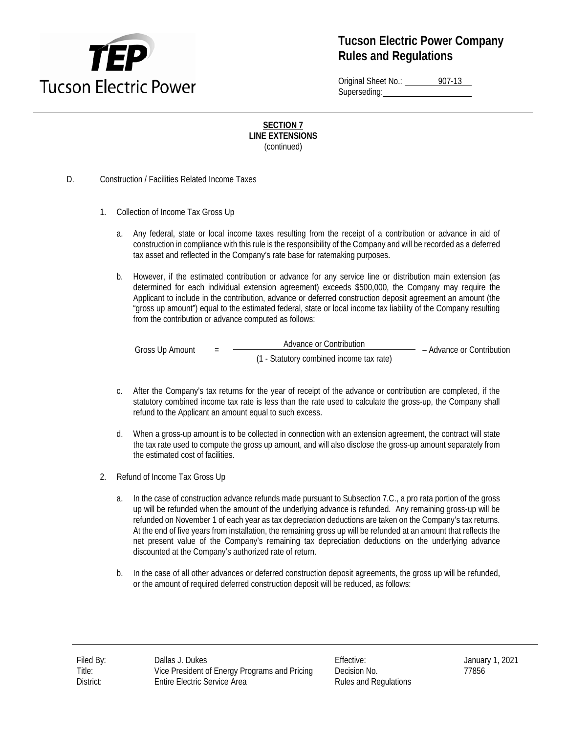**SECTION 7**
**LINE EXTENSIONS**
(continued)

D. Construction / Facilities Related Income Taxes

1. Collection of Income Tax Gross Up

   a. Any federal, state or local income taxes resulting from the receipt of a contribution or advance in aid of construction in compliance with this rule is the responsibility of the Company and will be recorded as a deferred tax asset and reflected in the Company's rate base for ratemaking purposes.

   b. However, if the estimated contribution or advance for any service line or distribution main extension (as determined for each individual extension agreement) exceeds $500,000, the Company may require the Applicant to include in the contribution, advance or deferred construction deposit agreement an amount (the "gross up amount") equal to the estimated federal, state or local income tax liability of the Company resulting from the contribution or advance computed as follows:

$$\text{Gross Up Amount} = \frac{\text{Advance or Contribution}}{(1 - \text{Statutory combined income tax rate})} - \text{Advance or Contribution}$$

   c. After the Company's tax returns for the year of receipt of the advance or contribution are completed, if the statutory combined income tax rate is less than the rate used to calculate the gross-up, the Company shall refund to the Applicant an amount equal to such excess.

   d. When a gross-up amount is to be collected in connection with an extension agreement, the contract will state the tax rate used to compute the gross up amount, and will also disclose the gross-up amount separately from the estimated cost of facilities.

2. Refund of Income Tax Gross Up

   a. In the case of construction advance refunds made pursuant to Subsection 7.C., a pro rata portion of the gross up will be refunded when the amount of the underlying advance is refunded. Any remaining gross-up will be refunded on November 1 of each year as tax depreciation deductions are taken on the Company's tax returns. At the end of five years from installation, the remaining gross up will be refunded at an amount that reflects the net present value of the Company's remaining tax depreciation deductions on the underlying advance discounted at the Company's authorized rate of return.

   b. In the case of all other advances or deferred construction deposit agreements, the gross up will be refunded, or the amount of required deferred construction deposit will be reduced, as follows: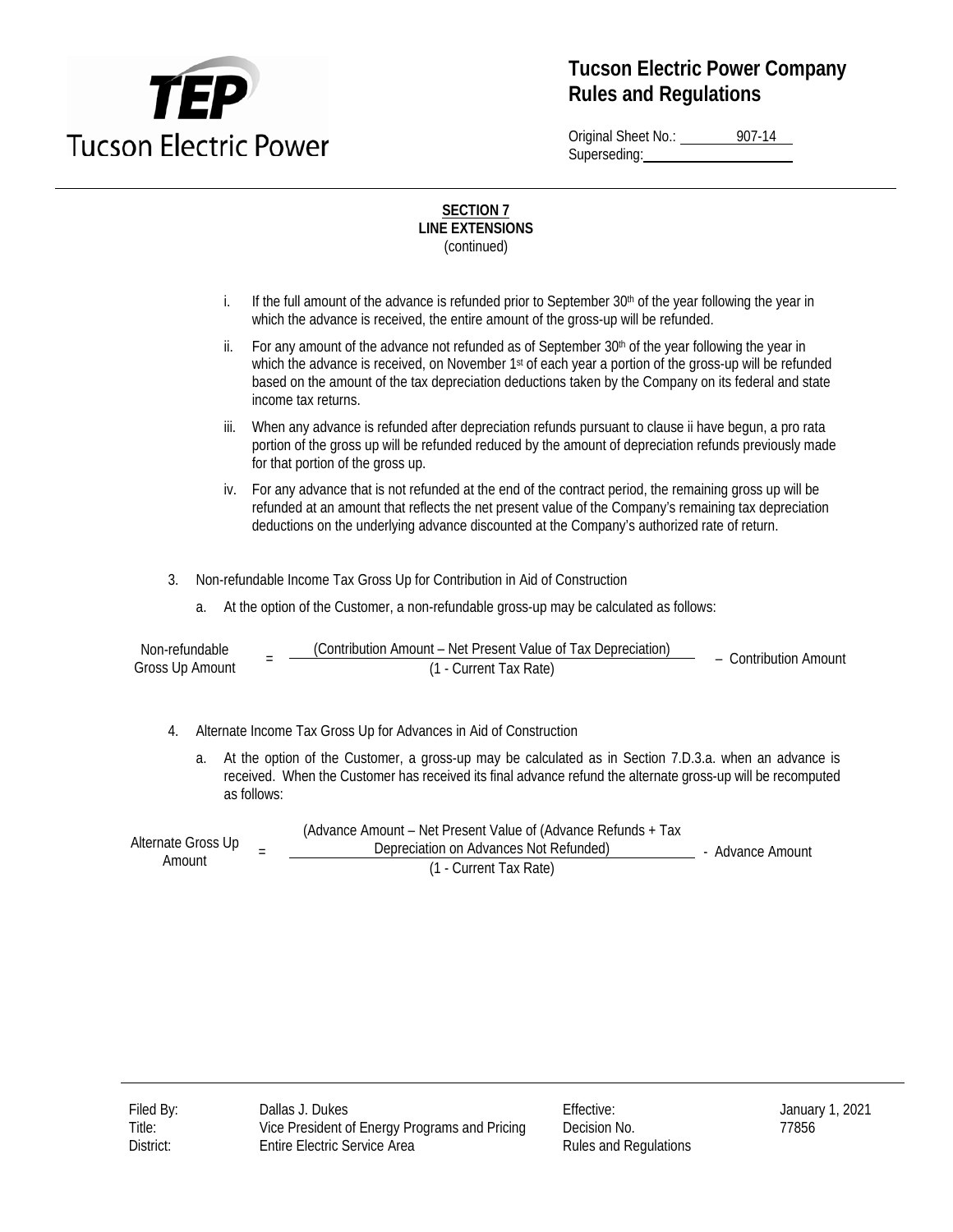**SECTION 7**
**LINE EXTENSIONS**
(continued)

i. If the full amount of the advance is refunded prior to September 30th of the year following the year in which the advance is received, the entire amount of the gross-up will be refunded.

ii. For any amount of the advance not refunded as of September 30th of the year following the year in which the advance is received, on November 1st of each year a portion of the gross-up will be refunded based on the amount of the tax depreciation deductions taken by the Company on its federal and state income tax returns.

iii. When any advance is refunded after depreciation refunds pursuant to clause ii have begun, a pro rata portion of the gross up will be refunded reduced by the amount of depreciation refunds previously made for that portion of the gross up.

iv. For any advance that is not refunded at the end of the contract period, the remaining gross up will be refunded at an amount that reflects the net present value of the Company's remaining tax depreciation deductions on the underlying advance discounted at the Company's authorized rate of return.

3. Non-refundable Income Tax Gross Up for Contribution in Aid of Construction

   a. At the option of the Customer, a non-refundable gross-up may be calculated as follows:

$$\text{Non-refundable Gross Up Amount} = \frac{(\text{Contribution Amount} - \text{Net Present Value of Tax Depreciation})}{(1 - \text{Current Tax Rate})} - \text{Contribution Amount}$$

4. Alternate Income Tax Gross Up for Advances in Aid of Construction

   a. At the option of the Customer, a gross-up may be calculated as in Section 7.D.3.a. when an advance is received. When the Customer has received its final advance refund the alternate gross-up will be recomputed as follows:

$$\text{Alternate Gross Up Amount} = \frac{(\text{Advance Amount} - \text{Net Present Value of (Advance Refunds + Tax Depreciation on Advances Not Refunded)})}{(1 - \text{Current Tax Rate})} - \text{Advance Amount}$$